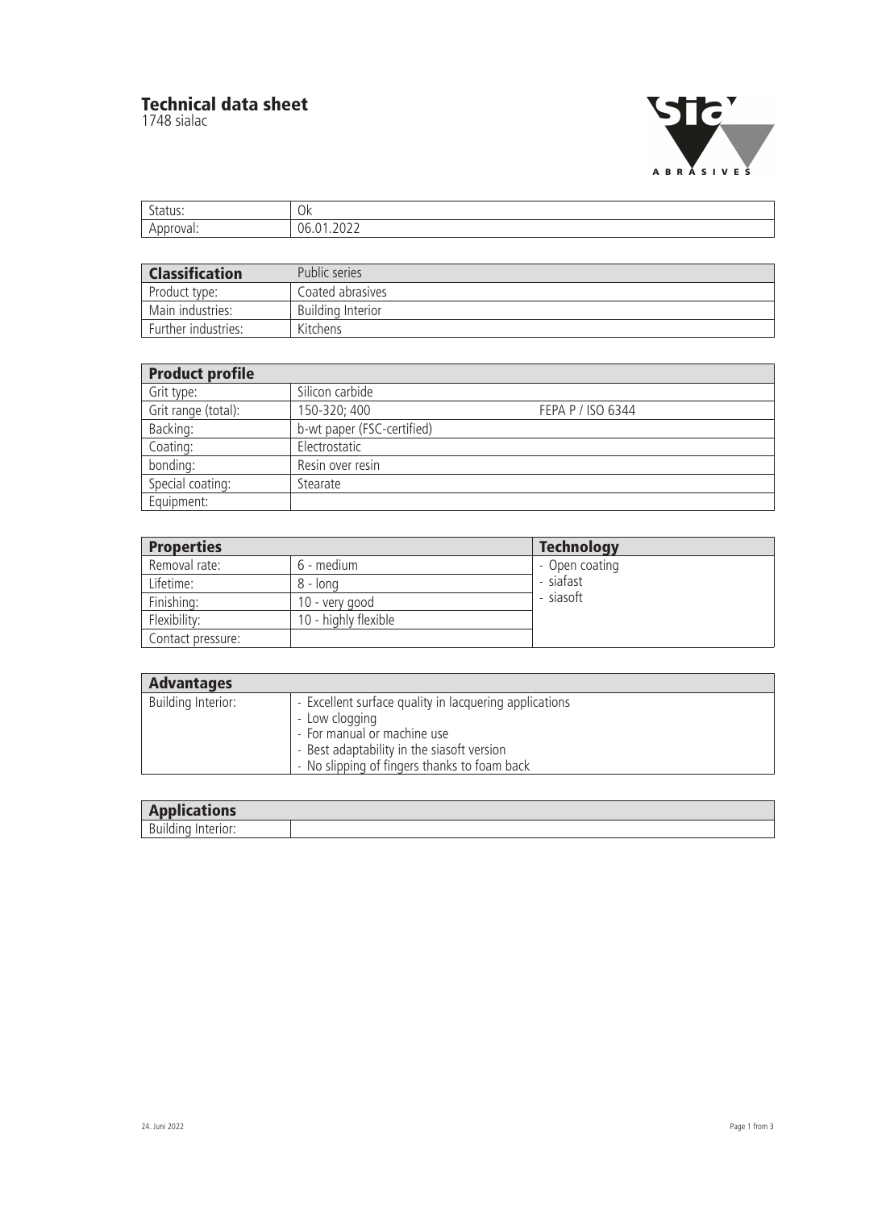# Technical data sheet

1748 sialac

| Status: | Ok |
|---|---|
| Approval: | 06.01.2022 |

| **Classification** | Public series |
|---|---|
| Product type: | Coated abrasives |
| Main industries: | Building Interior |
| Further industries: | Kitchens |

| **Product profile** | | |
|---|---|---|
| Grit type: | Silicon carbide | |
| Grit range (total): | 150-320; 400 | FEPA P / ISO 6344 |
| Backing: | b-wt paper (FSC-certified) | |
| Coating: | Electrostatic | |
| bonding: | Resin over resin | |
| Special coating: | Stearate | |
| Equipment: | | |

| **Properties** | | **Technology** |
|---|---|---|
| Removal rate: | 6 - medium | - Open coating<br>- siafast<br>- siasoft |
| Lifetime: | 8 - long | |
| Finishing: | 10 - very good | |
| Flexibility: | 10 - highly flexible | |
| Contact pressure: | | |

| **Advantages** | |
|---|---|
| Building Interior: | - Excellent surface quality in lacquering applications<br>- Low clogging<br>- For manual or machine use<br>- Best adaptability in the siasoft version<br>- No slipping of fingers thanks to foam back |

| **Applications** | |
|---|---|
| Building Interior: | |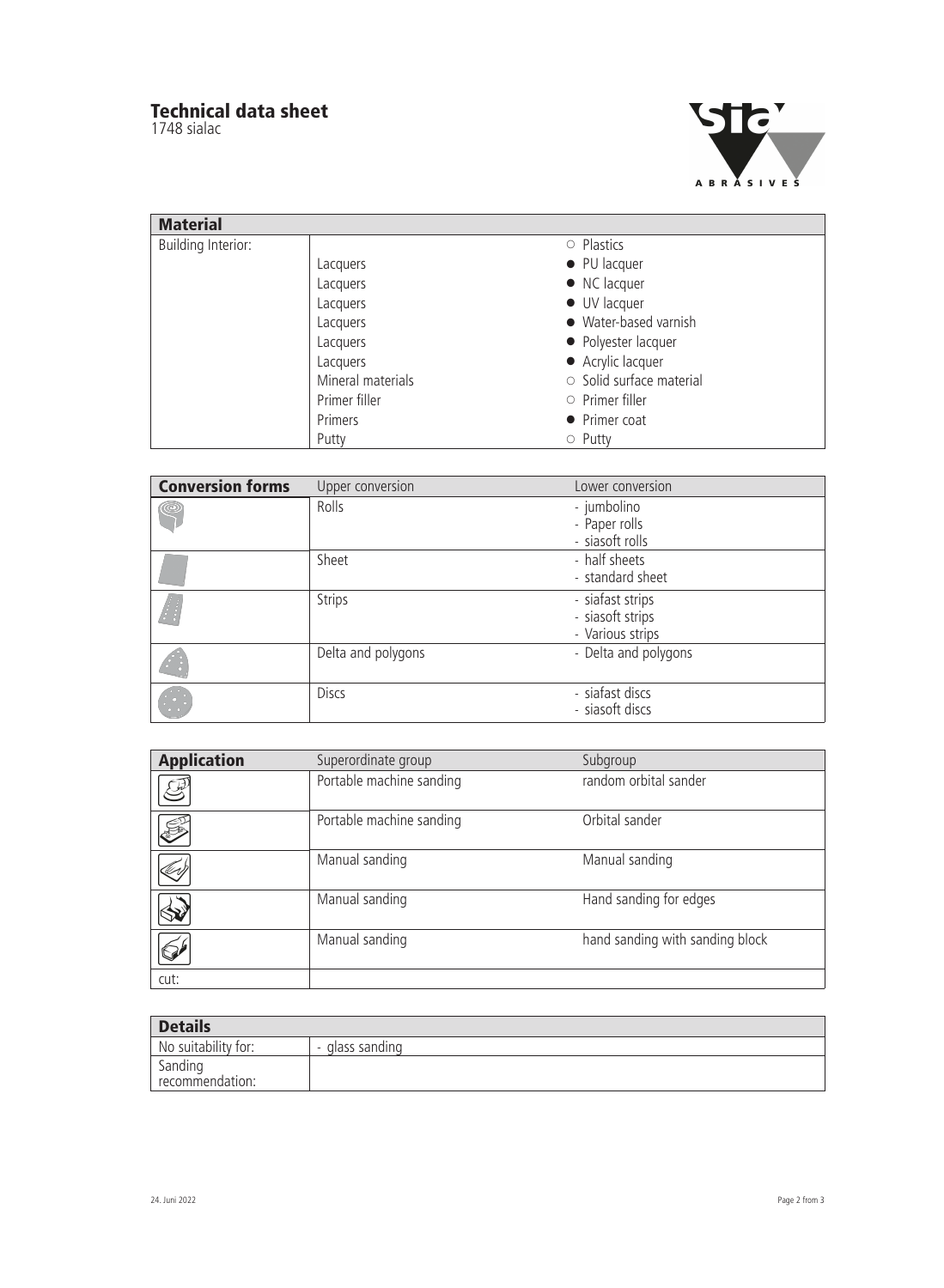# Technical data sheet

1748 sialac

| Material | | |
|---|---|---|
| Building Interior: | | ○ Plastics |
| | Lacquers | ● PU lacquer |
| | Lacquers | ● NC lacquer |
| | Lacquers | ● UV lacquer |
| | Lacquers | ● Water-based varnish |
| | Lacquers | ● Polyester lacquer |
| | Lacquers | ● Acrylic lacquer |
| | Mineral materials | ○ Solid surface material |
| | Primer filler | ○ Primer filler |
| | Primers | ● Primer coat |
| | Putty | ○ Putty |

| Conversion forms | Upper conversion | Lower conversion |
|---|---|---|
| | Rolls | - jumbolino<br>- Paper rolls<br>- siasoft rolls |
| | Sheet | - half sheets<br>- standard sheet |
| | Strips | - siafast strips<br>- siasoft strips<br>- Various strips |
| | Delta and polygons | - Delta and polygons |
| | Discs | - siafast discs<br>- siasoft discs |

| Application | Superordinate group | Subgroup |
|---|---|---|
| | Portable machine sanding | random orbital sander |
| | Portable machine sanding | Orbital sander |
| | Manual sanding | Manual sanding |
| | Manual sanding | Hand sanding for edges |
| | Manual sanding | hand sanding with sanding block |
| cut: | | |

| Details | |
|---|---|
| No suitability for: | - glass sanding |
| Sanding recommendation: | |

24. Juni 2022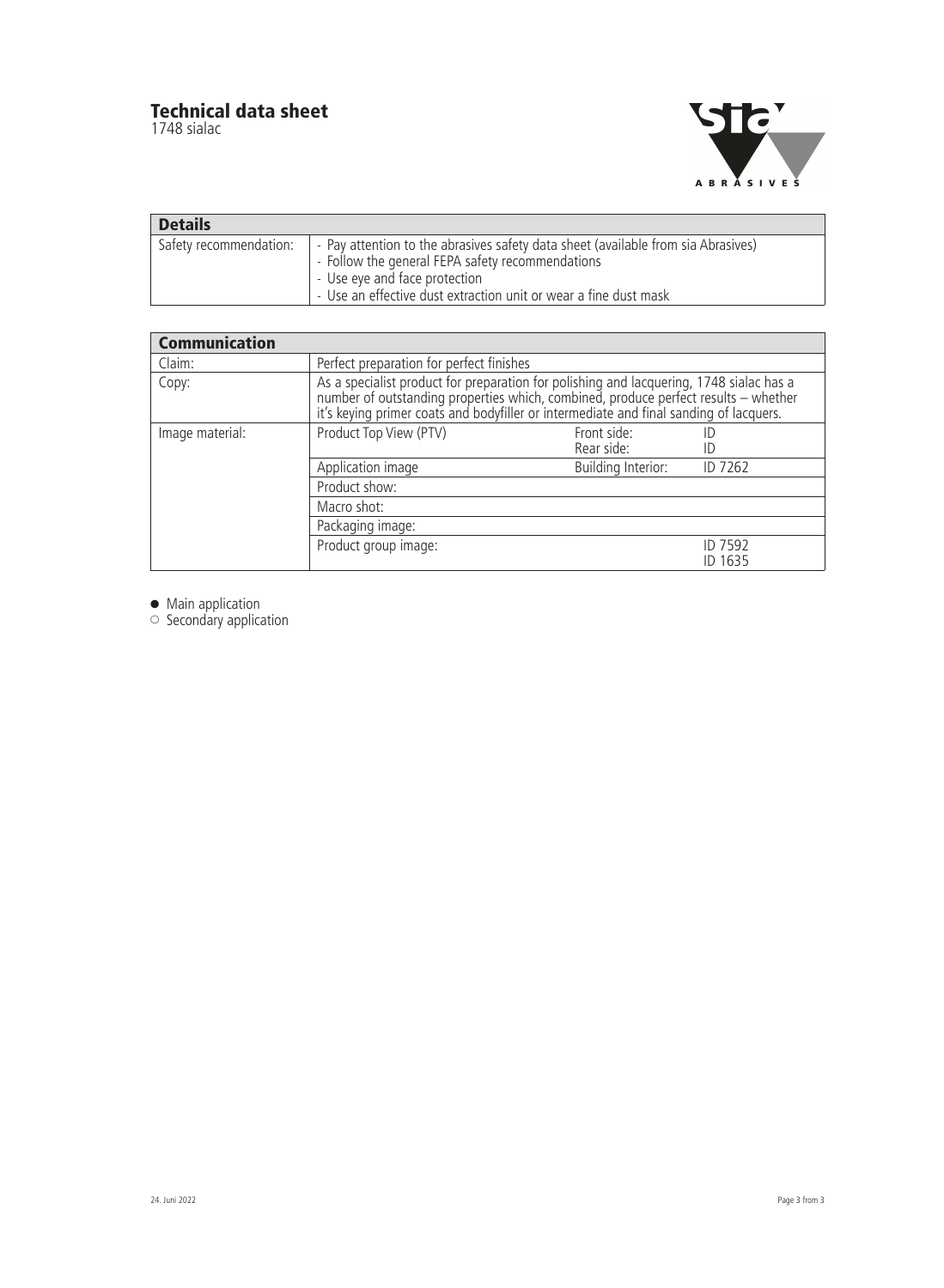# Technical data sheet

1748 sialac

| Details | |
|---|---|
| Safety recommendation: | - Pay attention to the abrasives safety data sheet (available from sia Abrasives)<br>- Follow the general FEPA safety recommendations<br>- Use eye and face protection<br>- Use an effective dust extraction unit or wear a fine dust mask |

| Communication | | | |
|---|---|---|---|
| Claim: | Perfect preparation for perfect finishes | | |
| Copy: | As a specialist product for preparation for polishing and lacquering, 1748 sialac has a number of outstanding properties which, combined, produce perfect results – whether it's keying primer coats and bodyfiller or intermediate and final sanding of lacquers. | | |
| Image material: | Product Top View (PTV) | Front side:<br>Rear side: | ID<br>ID |
| | Application image | Building Interior: | ID 7262 |
| | Product show: | | |
| | Macro shot: | | |
| | Packaging image: | | |
| | Product group image: | | ID 7592<br>ID 1635 |

● Main application
○ Secondary application

24. Juni 2022